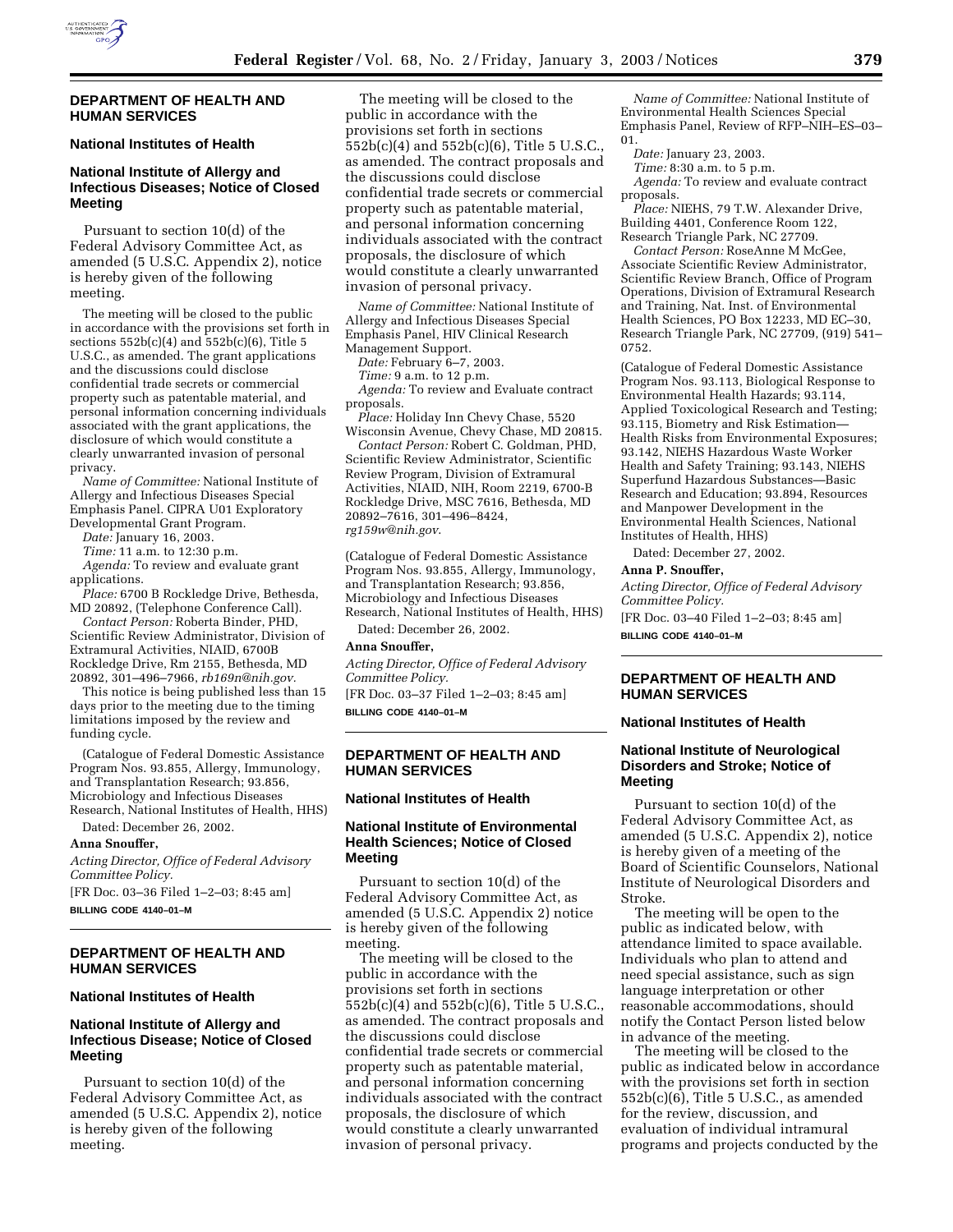## DEPARTMENT OF HEALTH AND HUMAN SERVICES

### National Institutes of Health

### National Institute of Allergy and Infectious Diseases; Notice of Closed Meeting

Pursuant to section 10(d) of the Federal Advisory Committee Act, as amended (5 U.S.C. Appendix 2), notice is hereby given of the following meeting.

The meeting will be closed to the public in accordance with the provisions set forth in sections 552b(c)(4) and 552b(c)(6), Title 5 U.S.C., as amended. The grant applications and the discussions could disclose confidential trade secrets or commercial property such as patentable material, and personal information concerning individuals associated with the grant applications, the disclosure of which would constitute a clearly unwarranted invasion of personal privacy.

*Name of Committee:* National Institute of Allergy and Infectious Diseases Special Emphasis Panel. CIPRA U01 Exploratory Developmental Grant Program.

*Date:* January 16, 2003.

*Time:* 11 a.m. to 12:30 p.m.

*Agenda:* To review and evaluate grant applications.

*Place:* 6700 B Rockledge Drive, Bethesda, MD 20892, (Telephone Conference Call).

*Contact Person:* Roberta Binder, PHD, Scientific Review Administrator, Division of Extramural Activities, NIAID, 6700B Rockledge Drive, Rm 2155, Bethesda, MD 20892, 301–496–7966, *rb169n@nih.gov.*

This notice is being published less than 15 days prior to the meeting due to the timing limitations imposed by the review and funding cycle.

(Catalogue of Federal Domestic Assistance Program Nos. 93.855, Allergy, Immunology, and Transplantation Research; 93.856, Microbiology and Infectious Diseases Research, National Institutes of Health, HHS)

Dated: December 26, 2002.

**Anna Snouffer,**

*Acting Director, Office of Federal Advisory Committee Policy.*

[FR Doc. 03–36 Filed 1–2–03; 8:45 am]

**BILLING CODE 4140–01–M**

## DEPARTMENT OF HEALTH AND HUMAN SERVICES

### National Institutes of Health

### National Institute of Allergy and Infectious Disease; Notice of Closed Meeting

Pursuant to section 10(d) of the Federal Advisory Committee Act, as amended (5 U.S.C. Appendix 2), notice is hereby given of the following meeting.

The meeting will be closed to the public in accordance with the provisions set forth in sections 552b(c)(4) and 552b(c)(6), Title 5 U.S.C., as amended. The contract proposals and the discussions could disclose confidential trade secrets or commercial property such as patentable material, and personal information concerning individuals associated with the contract proposals, the disclosure of which would constitute a clearly unwarranted invasion of personal privacy.

*Name of Committee:* National Institute of Allergy and Infectious Diseases Special Emphasis Panel, HIV Clinical Research Management Support.

*Date:* February 6–7, 2003.

*Time:* 9 a.m. to 12 p.m.

*Agenda:* To review and Evaluate contract proposals.

*Place:* Holiday Inn Chevy Chase, 5520 Wisconsin Avenue, Chevy Chase, MD 20815.

*Contact Person:* Robert C. Goldman, PHD, Scientific Review Administrator, Scientific Review Program, Division of Extramural Activities, NIAID, NIH, Room 2219, 6700-B Rockledge Drive, MSC 7616, Bethesda, MD 20892–7616, 301–496–8424, *rg159w@nih.gov*.

(Catalogue of Federal Domestic Assistance Program Nos. 93.855, Allergy, Immunology, and Transplantation Research; 93.856, Microbiology and Infectious Diseases Research, National Institutes of Health, HHS)

Dated: December 26, 2002.

**Anna Snouffer,**

*Acting Director, Office of Federal Advisory Committee Policy.*

[FR Doc. 03–37 Filed 1–2–03; 8:45 am]

**BILLING CODE 4140–01–M**

## DEPARTMENT OF HEALTH AND HUMAN SERVICES

### National Institutes of Health

### National Institute of Environmental Health Sciences; Notice of Closed Meeting

Pursuant to section 10(d) of the Federal Advisory Committee Act, as amended (5 U.S.C. Appendix 2) notice is hereby given of the following meeting.

The meeting will be closed to the public in accordance with the provisions set forth in sections 552b(c)(4) and 552b(c)(6), Title 5 U.S.C., as amended. The contract proposals and the discussions could disclose confidential trade secrets or commercial property such as patentable material, and personal information concerning individuals associated with the contract proposals, the disclosure of which would constitute a clearly unwarranted invasion of personal privacy.

*Name of Committee:* National Institute of Environmental Health Sciences Special Emphasis Panel, Review of RFP–NIH–ES–03–01.

*Date:* January 23, 2003.

*Time:* 8:30 a.m. to 5 p.m.

*Agenda:* To review and evaluate contract proposals.

*Place:* NIEHS, 79 T.W. Alexander Drive, Building 4401, Conference Room 122, Research Triangle Park, NC 27709.

*Contact Person:* RoseAnne M McGee, Associate Scientific Review Administrator, Scientific Review Branch, Office of Program Operations, Division of Extramural Research and Training, Nat. Inst. of Environmental Health Sciences, PO Box 12233, MD EC–30, Research Triangle Park, NC 27709, (919) 541–0752.

(Catalogue of Federal Domestic Assistance Program Nos. 93.113, Biological Response to Environmental Health Hazards; 93.114, Applied Toxicological Research and Testing; 93.115, Biometry and Risk Estimation—Health Risks from Environmental Exposures; 93.142, NIEHS Hazardous Waste Worker Health and Safety Training; 93.143, NIEHS Superfund Hazardous Substances—Basic Research and Education; 93.894, Resources and Manpower Development in the Environmental Health Sciences, National Institutes of Health, HHS)

Dated: December 27, 2002.

**Anna P. Snouffer,**

*Acting Director, Office of Federal Advisory Committee Policy.*

[FR Doc. 03–40 Filed 1–2–03; 8:45 am]

**BILLING CODE 4140–01–M**

## DEPARTMENT OF HEALTH AND HUMAN SERVICES

### National Institutes of Health

### National Institute of Neurological Disorders and Stroke; Notice of Meeting

Pursuant to section 10(d) of the Federal Advisory Committee Act, as amended (5 U.S.C. Appendix 2), notice is hereby given of a meeting of the Board of Scientific Counselors, National Institute of Neurological Disorders and Stroke.

The meeting will be open to the public as indicated below, with attendance limited to space available. Individuals who plan to attend and need special assistance, such as sign language interpretation or other reasonable accommodations, should notify the Contact Person listed below in advance of the meeting.

The meeting will be closed to the public as indicated below in accordance with the provisions set forth in section 552b(c)(6), Title 5 U.S.C., as amended for the review, discussion, and evaluation of individual intramural programs and projects conducted by the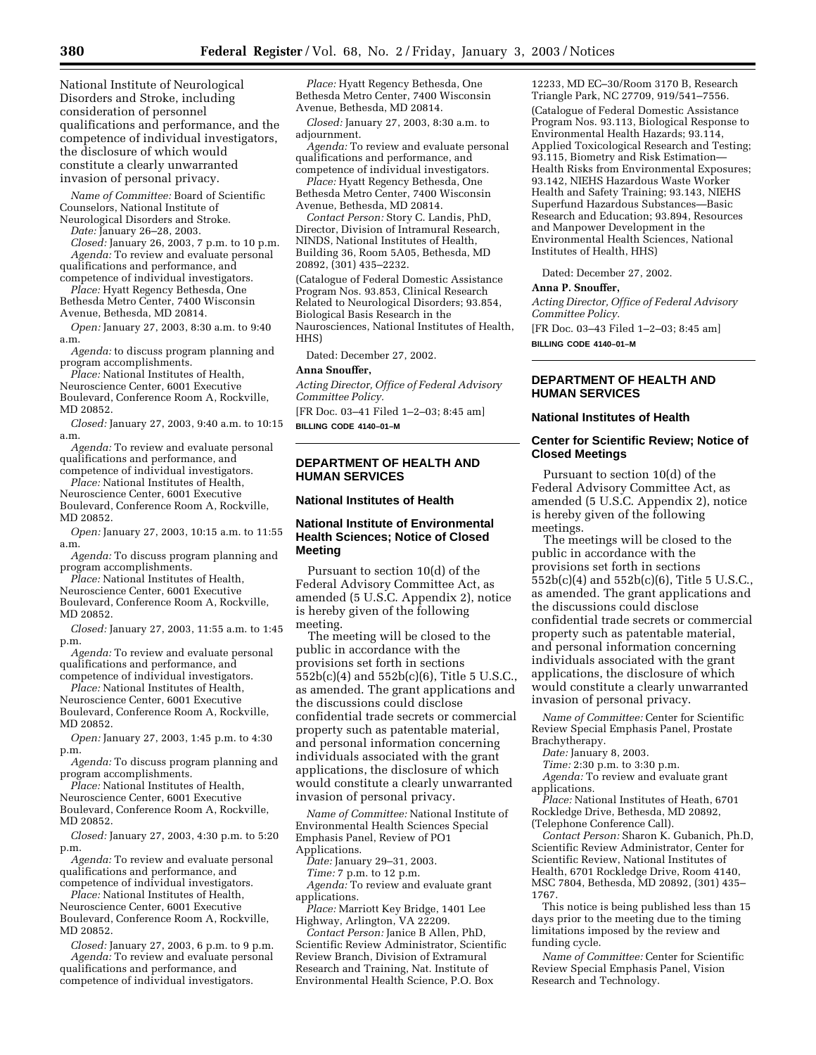National Institute of Neurological Disorders and Stroke, including consideration of personnel qualifications and performance, and the competence of individual investigators, the disclosure of which would constitute a clearly unwarranted invasion of personal privacy.

*Name of Committee:* Board of Scientific Counselors, National Institute of Neurological Disorders and Stroke.

*Date:* January 26–28, 2003.

*Closed:* January 26, 2003, 7 p.m. to 10 p.m.

*Agenda:* To review and evaluate personal qualifications and performance, and competence of individual investigators.

*Place:* Hyatt Regency Bethesda, One Bethesda Metro Center, 7400 Wisconsin Avenue, Bethesda, MD 20814.

*Open:* January 27, 2003, 8:30 a.m. to 9:40 a.m.

*Agenda:* to discuss program planning and program accomplishments.

*Place:* National Institutes of Health, Neuroscience Center, 6001 Executive Boulevard, Conference Room A, Rockville, MD 20852.

*Closed:* January 27, 2003, 9:40 a.m. to 10:15 a.m.

*Agenda:* To review and evaluate personal qualifications and performance, and competence of individual investigators.

*Place:* National Institutes of Health, Neuroscience Center, 6001 Executive Boulevard, Conference Room A, Rockville, MD 20852.

*Open:* January 27, 2003, 10:15 a.m. to 11:55 a.m.

*Agenda:* To discuss program planning and program accomplishments.

*Place:* National Institutes of Health, Neuroscience Center, 6001 Executive Boulevard, Conference Room A, Rockville, MD 20852.

*Closed:* January 27, 2003, 11:55 a.m. to 1:45 p.m.

*Agenda:* To review and evaluate personal qualifications and performance, and competence of individual investigators.

*Place:* National Institutes of Health, Neuroscience Center, 6001 Executive Boulevard, Conference Room A, Rockville, MD 20852.

*Open:* January 27, 2003, 1:45 p.m. to 4:30 p.m.

*Agenda:* To discuss program planning and program accomplishments.

*Place:* National Institutes of Health, Neuroscience Center, 6001 Executive Boulevard, Conference Room A, Rockville, MD 20852.

*Closed:* January 27, 2003, 4:30 p.m. to 5:20 p.m.

*Agenda:* To review and evaluate personal qualifications and performance, and competence of individual investigators.

*Place:* National Institutes of Health, Neuroscience Center, 6001 Executive Boulevard, Conference Room A, Rockville, MD 20852.

*Closed:* January 27, 2003, 6 p.m. to 9 p.m.

*Agenda:* To review and evaluate personal qualifications and performance, and competence of individual investigators.

*Place:* Hyatt Regency Bethesda, One Bethesda Metro Center, 7400 Wisconsin Avenue, Bethesda, MD 20814.

*Closed:* January 27, 2003, 8:30 a.m. to adjournment.

*Agenda:* To review and evaluate personal qualifications and performance, and competence of individual investigators.

*Place:* Hyatt Regency Bethesda, One Bethesda Metro Center, 7400 Wisconsin Avenue, Bethesda, MD 20814.

*Contact Person:* Story C. Landis, PhD, Director, Division of Intramural Research, NINDS, National Institutes of Health, Building 36, Room 5A05, Bethesda, MD 20892, (301) 435–2232.

(Catalogue of Federal Domestic Assistance Program Nos. 93.853, Clinical Research Related to Neurological Disorders; 93.854, Biological Basis Research in the Nauroscience*s*, National Institutes of Health, HHS)

Dated: December 27, 2002.

**Anna Snouffer,**

*Acting Director, Office of Federal Advisory Committee Policy.*

[FR Doc. 03–41 Filed 1–2–03; 8:45 am]

**BILLING CODE 4140–01–M**

## DEPARTMENT OF HEALTH AND HUMAN SERVICES

### National Institutes of Health

### National Institute of Environmental Health Sciences; Notice of Closed Meeting

Pursuant to section 10(d) of the Federal Advisory Committee Act, as amended (5 U.S.C. Appendix 2), notice is hereby given of the following meeting.

The meeting will be closed to the public in accordance with the provisions set forth in sections 552b(c)(4) and 552b(c)(6), Title 5 U.S.C., as amended. The grant applications and the discussions could disclose confidential trade secrets or commercial property such as patentable material, and personal information concerning individuals associated with the grant applications, the disclosure of which would constitute a clearly unwarranted invasion of personal privacy.

*Name of Committee:* National Institute of Environmental Health Sciences Special Emphasis Panel, Review of PO1 Applications.

*Date:* January 29–31, 2003.

*Time:* 7 p.m. to 12 p.m.

*Agenda:* To review and evaluate grant applications.

*Place:* Marriott Key Bridge, 1401 Lee Highway, Arlington, VA 22209.

*Contact Person:* Janice B Allen, PhD, Scientific Review Administrator, Scientific Review Branch, Division of Extramural Research and Training, Nat. Institute of Environmental Health Science, P.O. Box 12233, MD EC–30/Room 3170 B, Research Triangle Park, NC 27709, 919/541–7556.

(Catalogue of Federal Domestic Assistance Program Nos. 93.113, Biological Response to Environmental Health Hazards; 93.114, Applied Toxicological Research and Testing; 93.115, Biometry and Risk Estimation—Health Risks from Environmental Exposures; 93.142, NIEHS Hazardous Waste Worker Health and Safety Training; 93.143, NIEHS Superfund Hazardous Substances—Basic Research and Education; 93.894, Resources and Manpower Development in the Environmental Health Sciences, National Institutes of Health, HHS)

Dated: December 27, 2002.

**Anna P. Snouffer,**

*Acting Director, Office of Federal Advisory Committee Policy.*

[FR Doc. 03–43 Filed 1–2–03; 8:45 am]

**BILLING CODE 4140–01–M**

## DEPARTMENT OF HEALTH AND HUMAN SERVICES

### National Institutes of Health

### Center for Scientific Review; Notice of Closed Meetings

Pursuant to section 10(d) of the Federal Advisory Committee Act, as amended (5 U.S.C. Appendix 2), notice is hereby given of the following meetings.

The meetings will be closed to the public in accordance with the provisions set forth in sections 552b(c)(4) and 552b(c)(6), Title 5 U.S.C., as amended. The grant applications and the discussions could disclose confidential trade secrets or commercial property such as patentable material, and personal information concerning individuals associated with the grant applications, the disclosure of which would constitute a clearly unwarranted invasion of personal privacy.

*Name of Committee:* Center for Scientific Review Special Emphasis Panel, Prostate Brachytherapy.

*Date:* January 8, 2003.

*Time:* 2:30 p.m. to 3:30 p.m.

*Agenda:* To review and evaluate grant applications.

*Place:* National Institutes of Heath, 6701 Rockledge Drive, Bethesda, MD 20892, (Telephone Conference Call).

*Contact Person:* Sharon K. Gubanich, Ph.D, Scientific Review Administrator, Center for Scientific Review, National Institutes of Health, 6701 Rockledge Drive, Room 4140, MSC 7804, Bethesda, MD 20892, (301) 435–1767.

This notice is being published less than 15 days prior to the meeting due to the timing limitations imposed by the review and funding cycle.

*Name of Committee:* Center for Scientific Review Special Emphasis Panel, Vision Research and Technology.